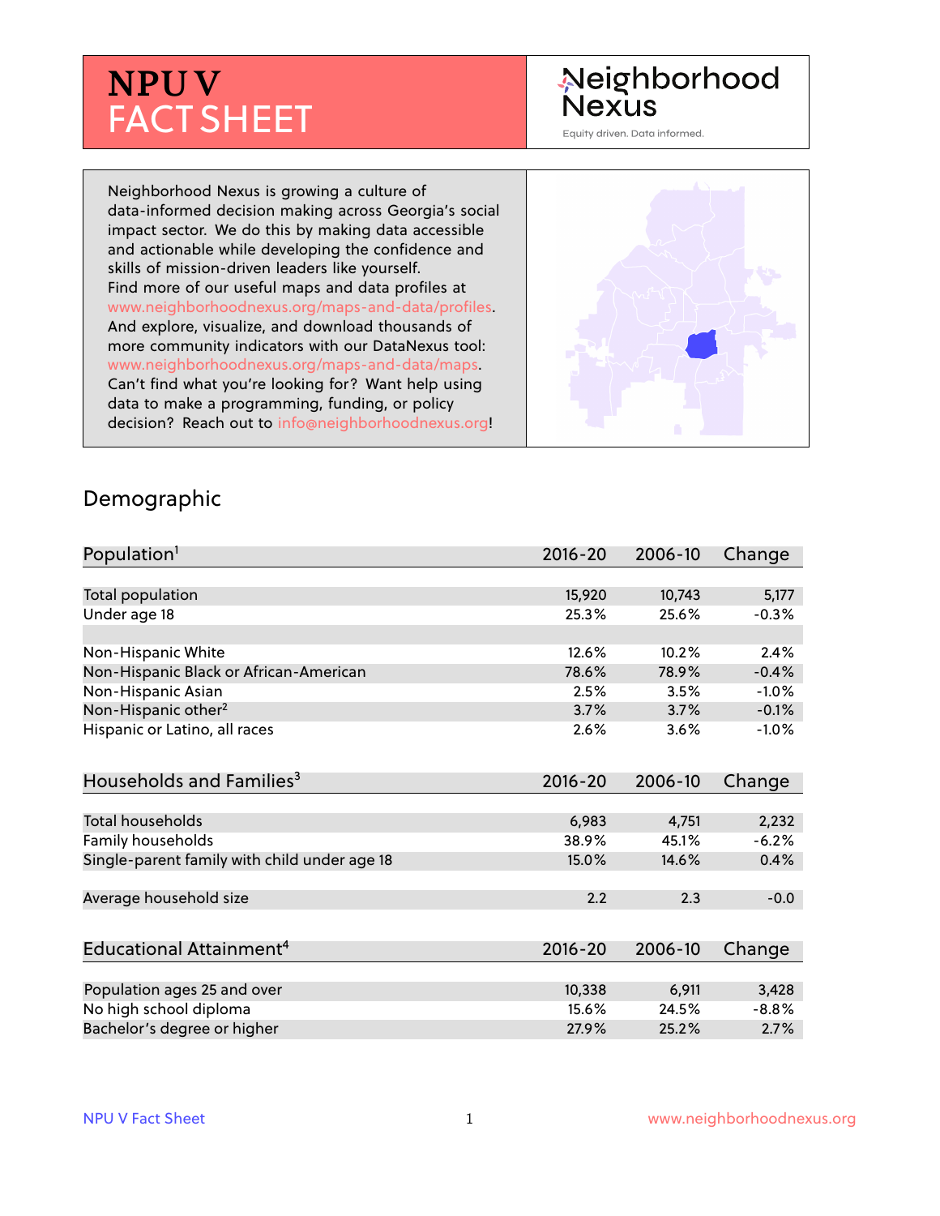# NPU V FACT SHEET

Neighborhood Nexus

Equity driven. Data informed.

Neighborhood Nexus is growing a culture of data-informed decision making across Georgia's social impact sector. We do this by making data accessible and actionable while developing the confidence and skills of mission-driven leaders like yourself. Find more of our useful maps and data profiles at www.neighborhoodnexus.org/maps-and-data/profiles. And explore, visualize, and download thousands of more community indicators with our DataNexus tool: www.neighborhoodnexus.org/maps-and-data/maps. Can't find what you're looking for? Want help using data to make a programming, funding, or policy decision? Reach out to info@neighborhoodnexus.org!

## Demographic

| Population[1] | 2016-20 | 2006-10 | Change |
|---|---|---|---|
| Total population | 15,920 | 10,743 | 5,177 |
| Under age 18 | 25.3% | 25.6% | -0.3% |
| | | | |
| Non-Hispanic White | 12.6% | 10.2% | 2.4% |
| Non-Hispanic Black or African-American | 78.6% | 78.9% | -0.4% |
| Non-Hispanic Asian | 2.5% | 3.5% | -1.0% |
| Non-Hispanic other[2] | 3.7% | 3.7% | -0.1% |
| Hispanic or Latino, all races | 2.6% | 3.6% | -1.0% |

| Households and Families[3] | 2016-20 | 2006-10 | Change |
|---|---|---|---|
| Total households | 6,983 | 4,751 | 2,232 |
| Family households | 38.9% | 45.1% | -6.2% |
| Single-parent family with child under age 18 | 15.0% | 14.6% | 0.4% |
| | | | |
| Average household size | 2.2 | 2.3 | -0.0 |

| Educational Attainment[4] | 2016-20 | 2006-10 | Change |
|---|---|---|---|
| Population ages 25 and over | 10,338 | 6,911 | 3,428 |
| No high school diploma | 15.6% | 24.5% | -8.8% |
| Bachelor's degree or higher | 27.9% | 25.2% | 2.7% |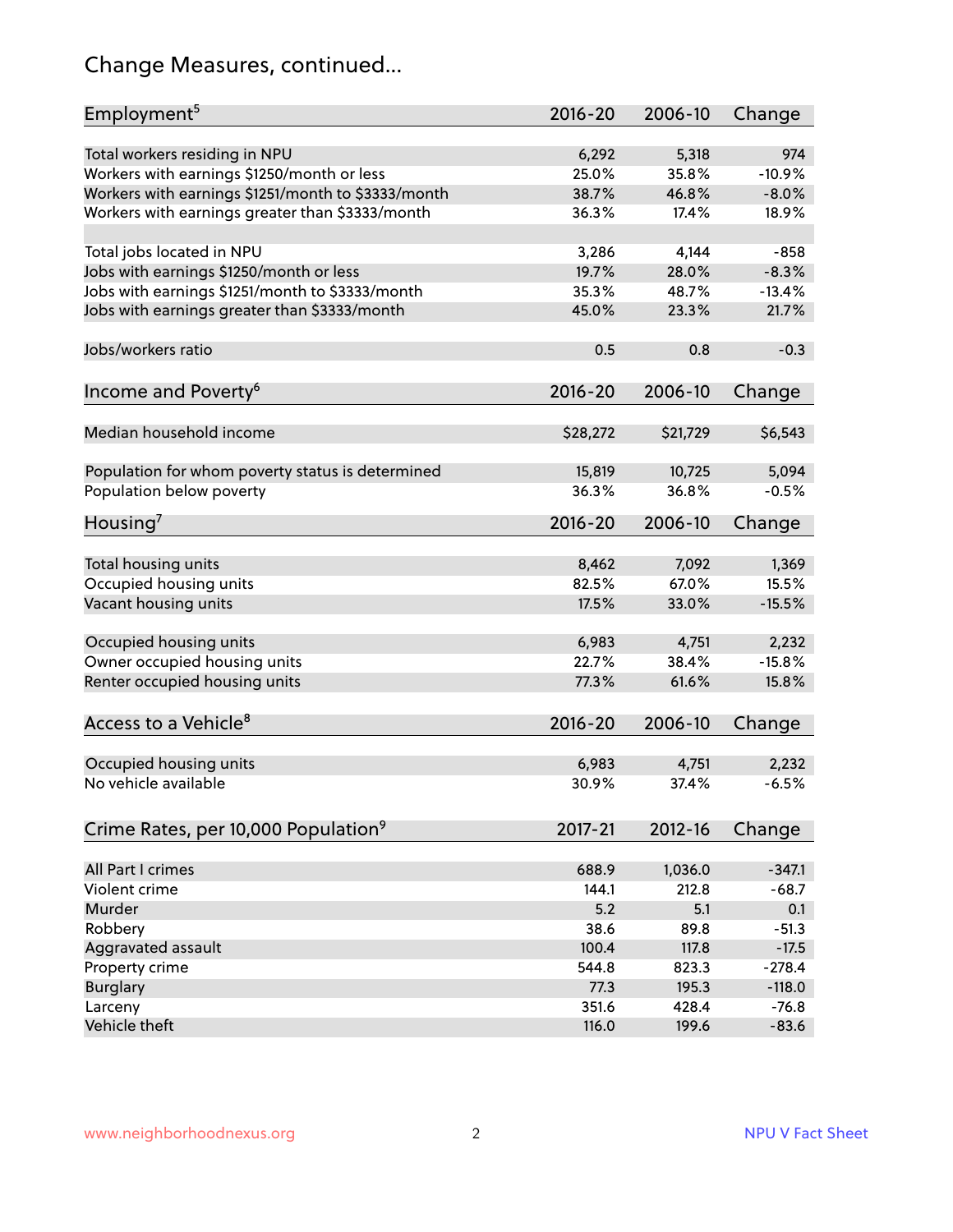# Change Measures, continued...

| Employment[5] | 2016-20 | 2006-10 | Change |
|---|---|---|---|
| Total workers residing in NPU | 6,292 | 5,318 | 974 |
| Workers with earnings $1250/month or less | 25.0% | 35.8% | -10.9% |
| Workers with earnings $1251/month to $3333/month | 38.7% | 46.8% | -8.0% |
| Workers with earnings greater than $3333/month | 36.3% | 17.4% | 18.9% |
| | | | |
| Total jobs located in NPU | 3,286 | 4,144 | -858 |
| Jobs with earnings $1250/month or less | 19.7% | 28.0% | -8.3% |
| Jobs with earnings $1251/month to $3333/month | 35.3% | 48.7% | -13.4% |
| Jobs with earnings greater than $3333/month | 45.0% | 23.3% | 21.7% |
| | | | |
| Jobs/workers ratio | 0.5 | 0.8 | -0.3 |

| Income and Poverty[6] | 2016-20 | 2006-10 | Change |
|---|---|---|---|
| Median household income | $28,272 | $21,729 | $6,543 |
| | | | |
| Population for whom poverty status is determined | 15,819 | 10,725 | 5,094 |
| Population below poverty | 36.3% | 36.8% | -0.5% |

| Housing[7] | 2016-20 | 2006-10 | Change |
|---|---|---|---|
| Total housing units | 8,462 | 7,092 | 1,369 |
| Occupied housing units | 82.5% | 67.0% | 15.5% |
| Vacant housing units | 17.5% | 33.0% | -15.5% |
| | | | |
| Occupied housing units | 6,983 | 4,751 | 2,232 |
| Owner occupied housing units | 22.7% | 38.4% | -15.8% |
| Renter occupied housing units | 77.3% | 61.6% | 15.8% |

| Access to a Vehicle[8] | 2016-20 | 2006-10 | Change |
|---|---|---|---|
| Occupied housing units | 6,983 | 4,751 | 2,232 |
| No vehicle available | 30.9% | 37.4% | -6.5% |

| Crime Rates, per 10,000 Population[9] | 2017-21 | 2012-16 | Change |
|---|---|---|---|
| All Part I crimes | 688.9 | 1,036.0 | -347.1 |
| Violent crime | 144.1 | 212.8 | -68.7 |
| Murder | 5.2 | 5.1 | 0.1 |
| Robbery | 38.6 | 89.8 | -51.3 |
| Aggravated assault | 100.4 | 117.8 | -17.5 |
| Property crime | 544.8 | 823.3 | -278.4 |
| Burglary | 77.3 | 195.3 | -118.0 |
| Larceny | 351.6 | 428.4 | -76.8 |
| Vehicle theft | 116.0 | 199.6 | -83.6 |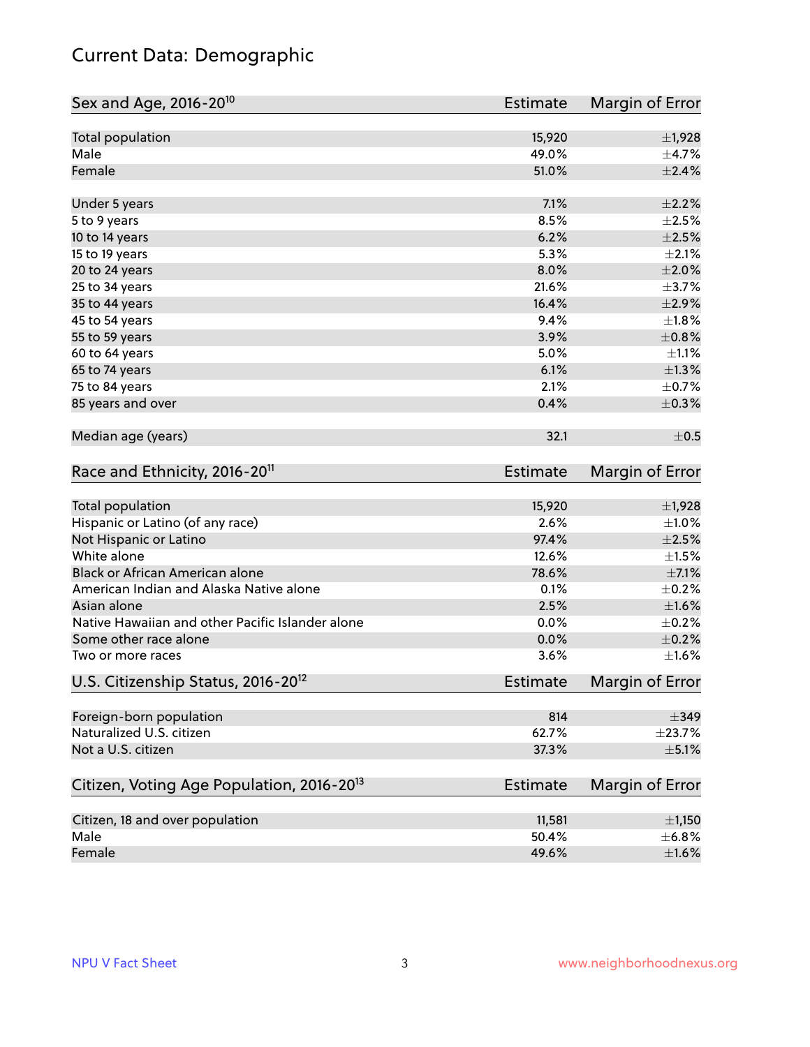# Current Data: Demographic

| Sex and Age, 2016-20[10] | Estimate | Margin of Error |
|---|---|---|
| Total population | 15,920 | ±1,928 |
| Male | 49.0% | ±4.7% |
| Female | 51.0% | ±2.4% |
| Under 5 years | 7.1% | ±2.2% |
| 5 to 9 years | 8.5% | ±2.5% |
| 10 to 14 years | 6.2% | ±2.5% |
| 15 to 19 years | 5.3% | ±2.1% |
| 20 to 24 years | 8.0% | ±2.0% |
| 25 to 34 years | 21.6% | ±3.7% |
| 35 to 44 years | 16.4% | ±2.9% |
| 45 to 54 years | 9.4% | ±1.8% |
| 55 to 59 years | 3.9% | ±0.8% |
| 60 to 64 years | 5.0% | ±1.1% |
| 65 to 74 years | 6.1% | ±1.3% |
| 75 to 84 years | 2.1% | ±0.7% |
| 85 years and over | 0.4% | ±0.3% |
| Median age (years) | 32.1 | ±0.5 |

| Race and Ethnicity, 2016-20[11] | Estimate | Margin of Error |
|---|---|---|
| Total population | 15,920 | ±1,928 |
| Hispanic or Latino (of any race) | 2.6% | ±1.0% |
| Not Hispanic or Latino | 97.4% | ±2.5% |
| White alone | 12.6% | ±1.5% |
| Black or African American alone | 78.6% | ±7.1% |
| American Indian and Alaska Native alone | 0.1% | ±0.2% |
| Asian alone | 2.5% | ±1.6% |
| Native Hawaiian and other Pacific Islander alone | 0.0% | ±0.2% |
| Some other race alone | 0.0% | ±0.2% |
| Two or more races | 3.6% | ±1.6% |

| U.S. Citizenship Status, 2016-20[12] | Estimate | Margin of Error |
|---|---|---|
| Foreign-born population | 814 | ±349 |
| Naturalized U.S. citizen | 62.7% | ±23.7% |
| Not a U.S. citizen | 37.3% | ±5.1% |

| Citizen, Voting Age Population, 2016-20[13] | Estimate | Margin of Error |
|---|---|---|
| Citizen, 18 and over population | 11,581 | ±1,150 |
| Male | 50.4% | ±6.8% |
| Female | 49.6% | ±1.6% |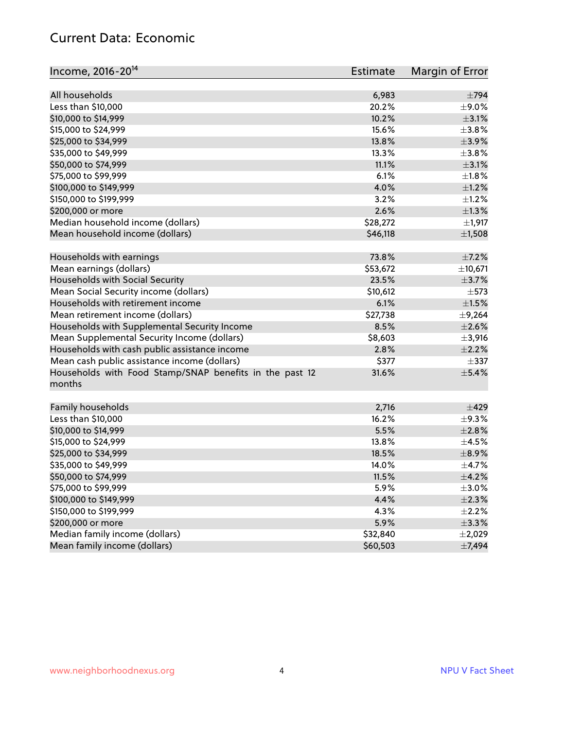## Current Data: Economic

| Income, 2016-20[14] | Estimate | Margin of Error |
|---|---|---|
| All households | 6,983 | ±794 |
| Less than $10,000 | 20.2% | ±9.0% |
| $10,000 to $14,999 | 10.2% | ±3.1% |
| $15,000 to $24,999 | 15.6% | ±3.8% |
| $25,000 to $34,999 | 13.8% | ±3.9% |
| $35,000 to $49,999 | 13.3% | ±3.8% |
| $50,000 to $74,999 | 11.1% | ±3.1% |
| $75,000 to $99,999 | 6.1% | ±1.8% |
| $100,000 to $149,999 | 4.0% | ±1.2% |
| $150,000 to $199,999 | 3.2% | ±1.2% |
| $200,000 or more | 2.6% | ±1.3% |
| Median household income (dollars) | $28,272 | ±1,917 |
| Mean household income (dollars) | $46,118 | ±1,508 |
| | | |
| Households with earnings | 73.8% | ±7.2% |
| Mean earnings (dollars) | $53,672 | ±10,671 |
| Households with Social Security | 23.5% | ±3.7% |
| Mean Social Security income (dollars) | $10,612 | ±573 |
| Households with retirement income | 6.1% | ±1.5% |
| Mean retirement income (dollars) | $27,738 | ±9,264 |
| Households with Supplemental Security Income | 8.5% | ±2.6% |
| Mean Supplemental Security Income (dollars) | $8,603 | ±3,916 |
| Households with cash public assistance income | 2.8% | ±2.2% |
| Mean cash public assistance income (dollars) | $377 | ±337 |
| Households with Food Stamp/SNAP benefits in the past 12 months | 31.6% | ±5.4% |
| | | |
| Family households | 2,716 | ±429 |
| Less than $10,000 | 16.2% | ±9.3% |
| $10,000 to $14,999 | 5.5% | ±2.8% |
| $15,000 to $24,999 | 13.8% | ±4.5% |
| $25,000 to $34,999 | 18.5% | ±8.9% |
| $35,000 to $49,999 | 14.0% | ±4.7% |
| $50,000 to $74,999 | 11.5% | ±4.2% |
| $75,000 to $99,999 | 5.9% | ±3.0% |
| $100,000 to $149,999 | 4.4% | ±2.3% |
| $150,000 to $199,999 | 4.3% | ±2.2% |
| $200,000 or more | 5.9% | ±3.3% |
| Median family income (dollars) | $32,840 | ±2,029 |
| Mean family income (dollars) | $60,503 | ±7,494 |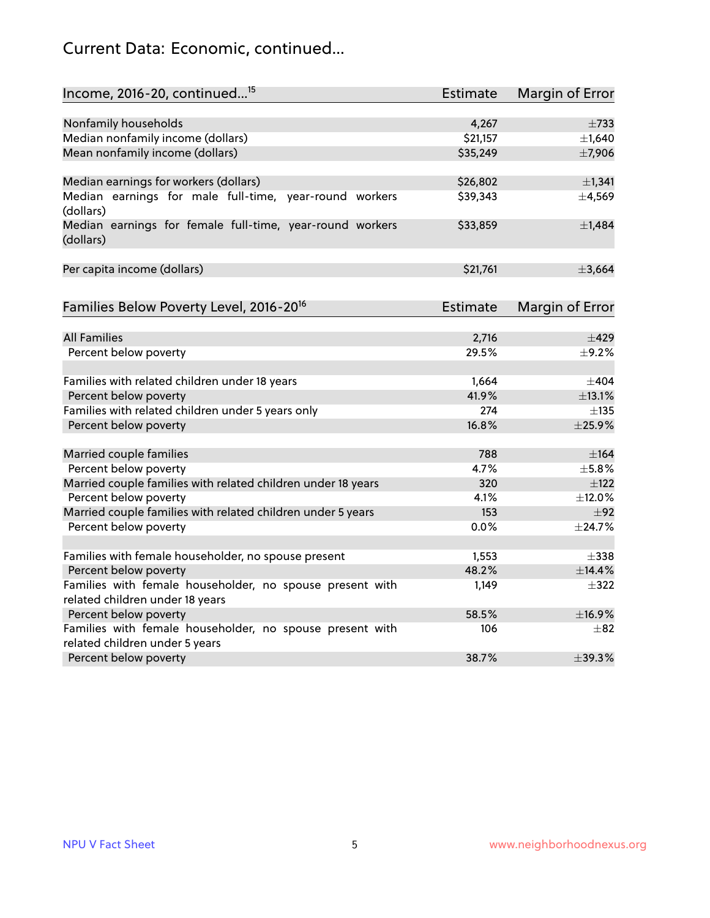## Current Data: Economic, continued...

| Income, 2016-20, continued...[15] | Estimate | Margin of Error |
|---|---|---|
| Nonfamily households | 4,267 | ±733 |
| Median nonfamily income (dollars) | $21,157 | ±1,640 |
| Mean nonfamily income (dollars) | $35,249 | ±7,906 |
| | | |
| Median earnings for workers (dollars) | $26,802 | ±1,341 |
| Median earnings for male full-time, year-round workers (dollars) | $39,343 | ±4,569 |
| Median earnings for female full-time, year-round workers (dollars) | $33,859 | ±1,484 |
| | | |
| Per capita income (dollars) | $21,761 | ±3,664 |

| Families Below Poverty Level, 2016-20[16] | Estimate | Margin of Error |
|---|---|---|
| All Families | 2,716 | ±429 |
| Percent below poverty | 29.5% | ±9.2% |
| | | |
| Families with related children under 18 years | 1,664 | ±404 |
| Percent below poverty | 41.9% | ±13.1% |
| Families with related children under 5 years only | 274 | ±135 |
| Percent below poverty | 16.8% | ±25.9% |
| | | |
| Married couple families | 788 | ±164 |
| Percent below poverty | 4.7% | ±5.8% |
| Married couple families with related children under 18 years | 320 | ±122 |
| Percent below poverty | 4.1% | ±12.0% |
| Married couple families with related children under 5 years | 153 | ±92 |
| Percent below poverty | 0.0% | ±24.7% |
| | | |
| Families with female householder, no spouse present | 1,553 | ±338 |
| Percent below poverty | 48.2% | ±14.4% |
| Families with female householder, no spouse present with related children under 18 years | 1,149 | ±322 |
| Percent below poverty | 58.5% | ±16.9% |
| Families with female householder, no spouse present with related children under 5 years | 106 | ±82 |
| Percent below poverty | 38.7% | ±39.3% |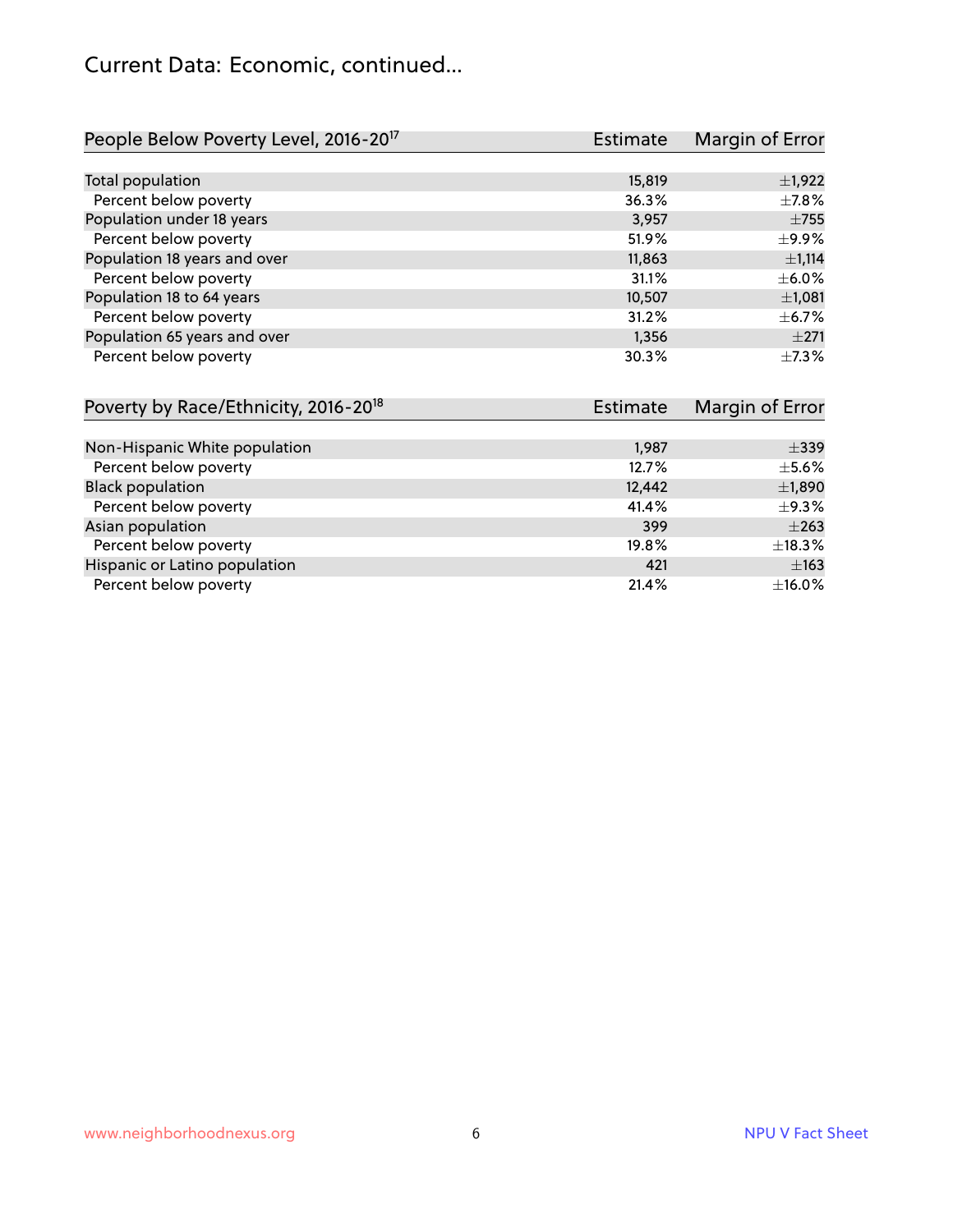# Current Data: Economic, continued...

| People Below Poverty Level, 2016-20[17] | Estimate | Margin of Error |
|---|---|---|
| Total population | 15,819 | ±1,922 |
| Percent below poverty | 36.3% | ±7.8% |
| Population under 18 years | 3,957 | ±755 |
| Percent below poverty | 51.9% | ±9.9% |
| Population 18 years and over | 11,863 | ±1,114 |
| Percent below poverty | 31.1% | ±6.0% |
| Population 18 to 64 years | 10,507 | ±1,081 |
| Percent below poverty | 31.2% | ±6.7% |
| Population 65 years and over | 1,356 | ±271 |
| Percent below poverty | 30.3% | ±7.3% |

| Poverty by Race/Ethnicity, 2016-20[18] | Estimate | Margin of Error |
|---|---|---|
| Non-Hispanic White population | 1,987 | ±339 |
| Percent below poverty | 12.7% | ±5.6% |
| Black population | 12,442 | ±1,890 |
| Percent below poverty | 41.4% | ±9.3% |
| Asian population | 399 | ±263 |
| Percent below poverty | 19.8% | ±18.3% |
| Hispanic or Latino population | 421 | ±163 |
| Percent below poverty | 21.4% | ±16.0% |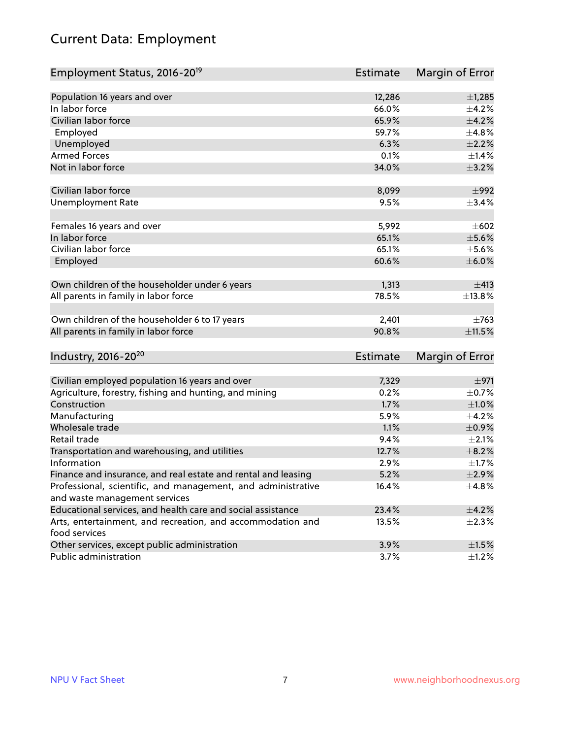# Current Data: Employment

| Employment Status, 2016-20[19] | Estimate | Margin of Error |
|---|---|---|
| Population 16 years and over | 12,286 | ±1,285 |
| In labor force | 66.0% | ±4.2% |
| Civilian labor force | 65.9% | ±4.2% |
| Employed | 59.7% | ±4.8% |
| Unemployed | 6.3% | ±2.2% |
| Armed Forces | 0.1% | ±1.4% |
| Not in labor force | 34.0% | ±3.2% |
| | | |
| Civilian labor force | 8,099 | ±992 |
| Unemployment Rate | 9.5% | ±3.4% |
| | | |
| Females 16 years and over | 5,992 | ±602 |
| In labor force | 65.1% | ±5.6% |
| Civilian labor force | 65.1% | ±5.6% |
| Employed | 60.6% | ±6.0% |
| | | |
| Own children of the householder under 6 years | 1,313 | ±413 |
| All parents in family in labor force | 78.5% | ±13.8% |
| | | |
| Own children of the householder 6 to 17 years | 2,401 | ±763 |
| All parents in family in labor force | 90.8% | ±11.5% |

| Industry, 2016-20[20] | Estimate | Margin of Error |
|---|---|---|
| Civilian employed population 16 years and over | 7,329 | ±971 |
| Agriculture, forestry, fishing and hunting, and mining | 0.2% | ±0.7% |
| Construction | 1.7% | ±1.0% |
| Manufacturing | 5.9% | ±4.2% |
| Wholesale trade | 1.1% | ±0.9% |
| Retail trade | 9.4% | ±2.1% |
| Transportation and warehousing, and utilities | 12.7% | ±8.2% |
| Information | 2.9% | ±1.7% |
| Finance and insurance, and real estate and rental and leasing | 5.2% | ±2.9% |
| Professional, scientific, and management, and administrative and waste management services | 16.4% | ±4.8% |
| Educational services, and health care and social assistance | 23.4% | ±4.2% |
| Arts, entertainment, and recreation, and accommodation and food services | 13.5% | ±2.3% |
| Other services, except public administration | 3.9% | ±1.5% |
| Public administration | 3.7% | ±1.2% |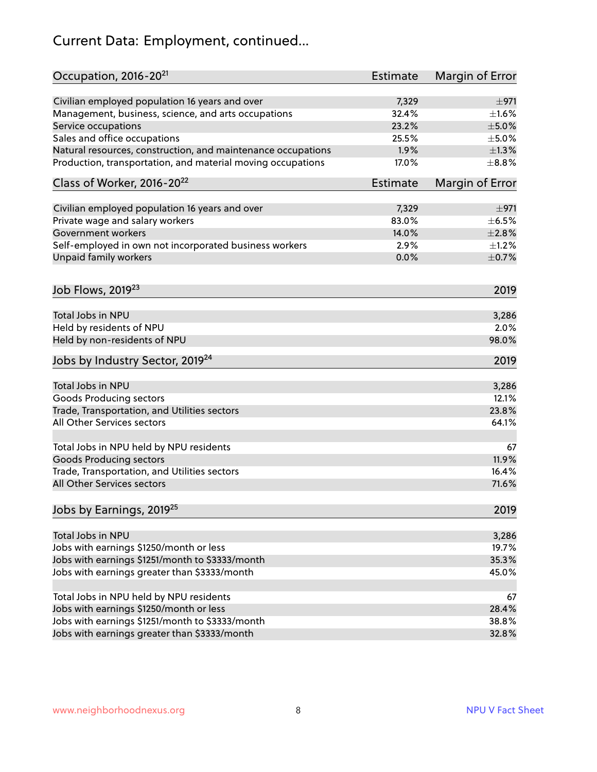# Current Data: Employment, continued...

| Occupation, 2016-20[21] | Estimate | Margin of Error |
|---|---|---|
| Civilian employed population 16 years and over | 7,329 | ±971 |
| Management, business, science, and arts occupations | 32.4% | ±1.6% |
| Service occupations | 23.2% | ±5.0% |
| Sales and office occupations | 25.5% | ±5.0% |
| Natural resources, construction, and maintenance occupations | 1.9% | ±1.3% |
| Production, transportation, and material moving occupations | 17.0% | ±8.8% |

| Class of Worker, 2016-20[22] | Estimate | Margin of Error |
|---|---|---|
| Civilian employed population 16 years and over | 7,329 | ±971 |
| Private wage and salary workers | 83.0% | ±6.5% |
| Government workers | 14.0% | ±2.8% |
| Self-employed in own not incorporated business workers | 2.9% | ±1.2% |
| Unpaid family workers | 0.0% | ±0.7% |

| Job Flows, 2019[23] | 2019 |
|---|---|
| Total Jobs in NPU | 3,286 |
| Held by residents of NPU | 2.0% |
| Held by non-residents of NPU | 98.0% |

| Jobs by Industry Sector, 2019[24] | 2019 |
|---|---|
| Total Jobs in NPU | 3,286 |
| Goods Producing sectors | 12.1% |
| Trade, Transportation, and Utilities sectors | 23.8% |
| All Other Services sectors | 64.1% |
| | |
| Total Jobs in NPU held by NPU residents | 67 |
| Goods Producing sectors | 11.9% |
| Trade, Transportation, and Utilities sectors | 16.4% |
| All Other Services sectors | 71.6% |

| Jobs by Earnings, 2019[25] | 2019 |
|---|---|
| Total Jobs in NPU | 3,286 |
| Jobs with earnings $1250/month or less | 19.7% |
| Jobs with earnings $1251/month to $3333/month | 35.3% |
| Jobs with earnings greater than $3333/month | 45.0% |
| | |
| Total Jobs in NPU held by NPU residents | 67 |
| Jobs with earnings $1250/month or less | 28.4% |
| Jobs with earnings $1251/month to $3333/month | 38.8% |
| Jobs with earnings greater than $3333/month | 32.8% |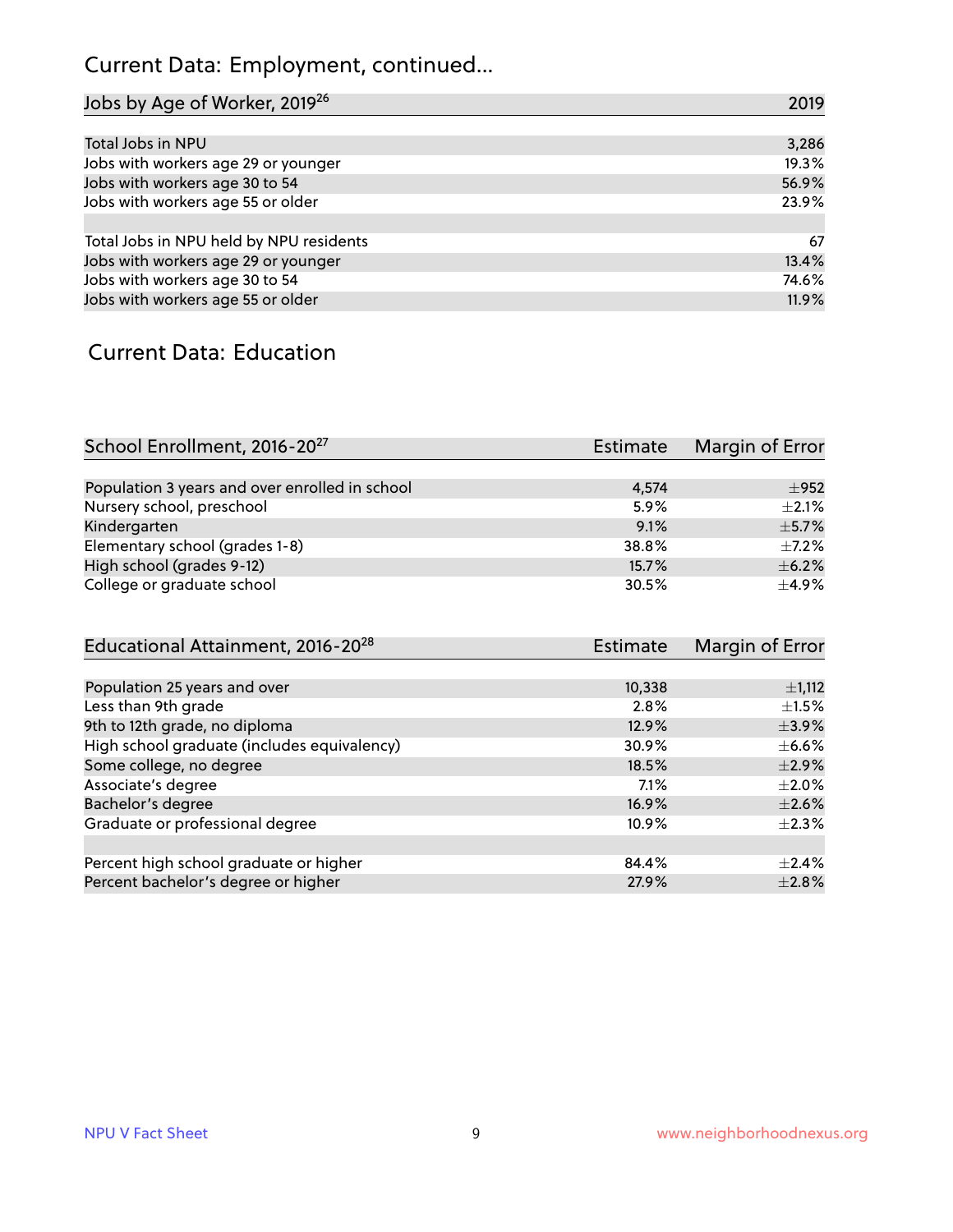## Current Data: Employment, continued...

| Jobs by Age of Worker, 2019[26] | 2019 |
|---|---|
| Total Jobs in NPU | 3,286 |
| Jobs with workers age 29 or younger | 19.3% |
| Jobs with workers age 30 to 54 | 56.9% |
| Jobs with workers age 55 or older | 23.9% |
| | |
| Total Jobs in NPU held by NPU residents | 67 |
| Jobs with workers age 29 or younger | 13.4% |
| Jobs with workers age 30 to 54 | 74.6% |
| Jobs with workers age 55 or older | 11.9% |

## Current Data: Education

| School Enrollment, 2016-20[27] | Estimate | Margin of Error |
|---|---|---|
| Population 3 years and over enrolled in school | 4,574 | ±952 |
| Nursery school, preschool | 5.9% | ±2.1% |
| Kindergarten | 9.1% | ±5.7% |
| Elementary school (grades 1-8) | 38.8% | ±7.2% |
| High school (grades 9-12) | 15.7% | ±6.2% |
| College or graduate school | 30.5% | ±4.9% |

| Educational Attainment, 2016-20[28] | Estimate | Margin of Error |
|---|---|---|
| Population 25 years and over | 10,338 | ±1,112 |
| Less than 9th grade | 2.8% | ±1.5% |
| 9th to 12th grade, no diploma | 12.9% | ±3.9% |
| High school graduate (includes equivalency) | 30.9% | ±6.6% |
| Some college, no degree | 18.5% | ±2.9% |
| Associate's degree | 7.1% | ±2.0% |
| Bachelor's degree | 16.9% | ±2.6% |
| Graduate or professional degree | 10.9% | ±2.3% |
| | | |
| Percent high school graduate or higher | 84.4% | ±2.4% |
| Percent bachelor's degree or higher | 27.9% | ±2.8% |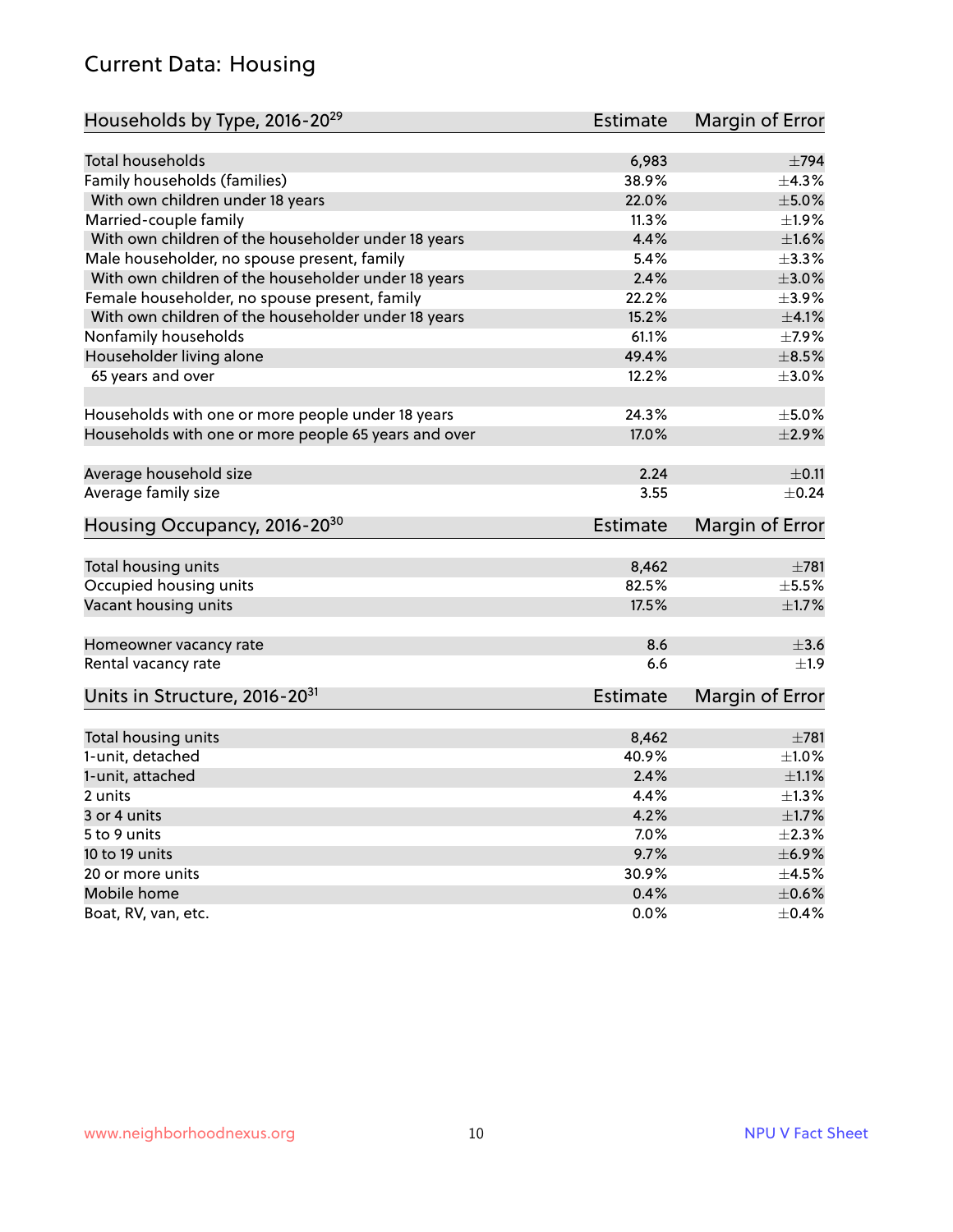## Current Data: Housing

| Households by Type, 2016-20[29] | Estimate | Margin of Error |
|---|---|---|
| Total households | 6,983 | ±794 |
| Family households (families) | 38.9% | ±4.3% |
| With own children under 18 years | 22.0% | ±5.0% |
| Married-couple family | 11.3% | ±1.9% |
| With own children of the householder under 18 years | 4.4% | ±1.6% |
| Male householder, no spouse present, family | 5.4% | ±3.3% |
| With own children of the householder under 18 years | 2.4% | ±3.0% |
| Female householder, no spouse present, family | 22.2% | ±3.9% |
| With own children of the householder under 18 years | 15.2% | ±4.1% |
| Nonfamily households | 61.1% | ±7.9% |
| Householder living alone | 49.4% | ±8.5% |
| 65 years and over | 12.2% | ±3.0% |
| | | |
| Households with one or more people under 18 years | 24.3% | ±5.0% |
| Households with one or more people 65 years and over | 17.0% | ±2.9% |
| | | |
| Average household size | 2.24 | ±0.11 |
| Average family size | 3.55 | ±0.24 |

| Housing Occupancy, 2016-20[30] | Estimate | Margin of Error |
|---|---|---|
| Total housing units | 8,462 | ±781 |
| Occupied housing units | 82.5% | ±5.5% |
| Vacant housing units | 17.5% | ±1.7% |
| | | |
| Homeowner vacancy rate | 8.6 | ±3.6 |
| Rental vacancy rate | 6.6 | ±1.9 |

| Units in Structure, 2016-20[31] | Estimate | Margin of Error |
|---|---|---|
| Total housing units | 8,462 | ±781 |
| 1-unit, detached | 40.9% | ±1.0% |
| 1-unit, attached | 2.4% | ±1.1% |
| 2 units | 4.4% | ±1.3% |
| 3 or 4 units | 4.2% | ±1.7% |
| 5 to 9 units | 7.0% | ±2.3% |
| 10 to 19 units | 9.7% | ±6.9% |
| 20 or more units | 30.9% | ±4.5% |
| Mobile home | 0.4% | ±0.6% |
| Boat, RV, van, etc. | 0.0% | ±0.4% |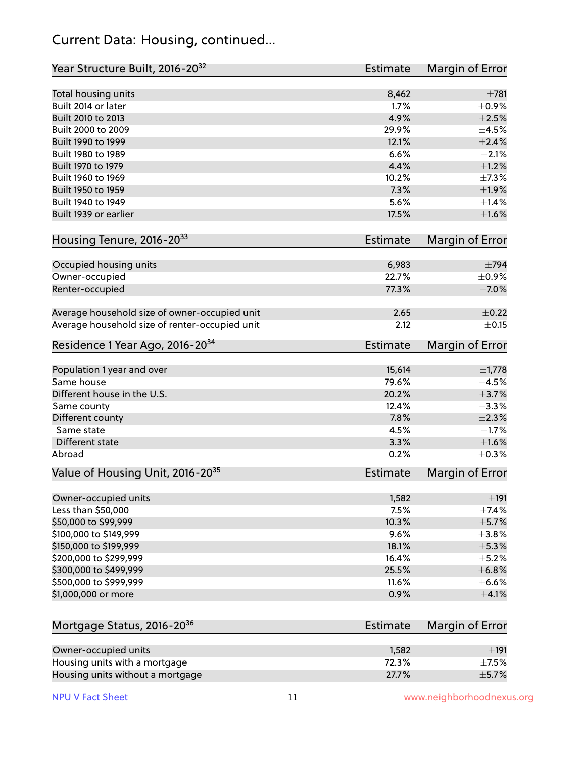## Current Data: Housing, continued...

| Year Structure Built, 2016-20[32] | Estimate | Margin of Error |
|---|---|---|
| Total housing units | 8,462 | ±781 |
| Built 2014 or later | 1.7% | ±0.9% |
| Built 2010 to 2013 | 4.9% | ±2.5% |
| Built 2000 to 2009 | 29.9% | ±4.5% |
| Built 1990 to 1999 | 12.1% | ±2.4% |
| Built 1980 to 1989 | 6.6% | ±2.1% |
| Built 1970 to 1979 | 4.4% | ±1.2% |
| Built 1960 to 1969 | 10.2% | ±7.3% |
| Built 1950 to 1959 | 7.3% | ±1.9% |
| Built 1940 to 1949 | 5.6% | ±1.4% |
| Built 1939 or earlier | 17.5% | ±1.6% |

| Housing Tenure, 2016-20[33] | Estimate | Margin of Error |
|---|---|---|
| Occupied housing units | 6,983 | ±794 |
| Owner-occupied | 22.7% | ±0.9% |
| Renter-occupied | 77.3% | ±7.0% |
| Average household size of owner-occupied unit | 2.65 | ±0.22 |
| Average household size of renter-occupied unit | 2.12 | ±0.15 |

| Residence 1 Year Ago, 2016-20[34] | Estimate | Margin of Error |
|---|---|---|
| Population 1 year and over | 15,614 | ±1,778 |
| Same house | 79.6% | ±4.5% |
| Different house in the U.S. | 20.2% | ±3.7% |
| Same county | 12.4% | ±3.3% |
| Different county | 7.8% | ±2.3% |
| Same state | 4.5% | ±1.7% |
| Different state | 3.3% | ±1.6% |
| Abroad | 0.2% | ±0.3% |

| Value of Housing Unit, 2016-20[35] | Estimate | Margin of Error |
|---|---|---|
| Owner-occupied units | 1,582 | ±191 |
| Less than $50,000 | 7.5% | ±7.4% |
| $50,000 to $99,999 | 10.3% | ±5.7% |
| $100,000 to $149,999 | 9.6% | ±3.8% |
| $150,000 to $199,999 | 18.1% | ±5.3% |
| $200,000 to $299,999 | 16.4% | ±5.2% |
| $300,000 to $499,999 | 25.5% | ±6.8% |
| $500,000 to $999,999 | 11.6% | ±6.6% |
| $1,000,000 or more | 0.9% | ±4.1% |

| Mortgage Status, 2016-20[36] | Estimate | Margin of Error |
|---|---|---|
| Owner-occupied units | 1,582 | ±191 |
| Housing units with a mortgage | 72.3% | ±7.5% |
| Housing units without a mortgage | 27.7% | ±5.7% |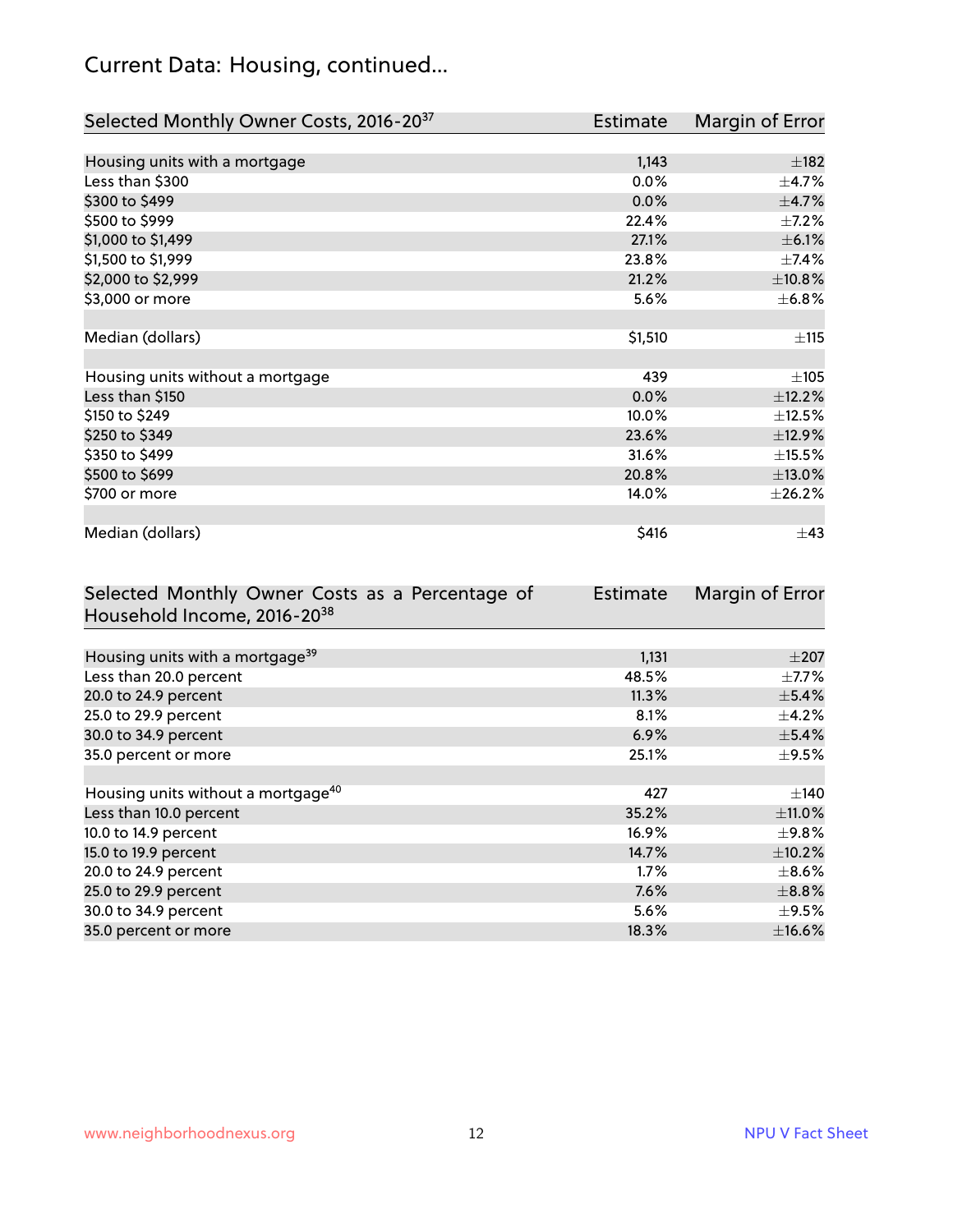## Current Data: Housing, continued...

| Selected Monthly Owner Costs, 2016-20[37] | Estimate | Margin of Error |
|---|---|---|
| Housing units with a mortgage | 1,143 | ±182 |
| Less than $300 | 0.0% | ±4.7% |
| $300 to $499 | 0.0% | ±4.7% |
| $500 to $999 | 22.4% | ±7.2% |
| $1,000 to $1,499 | 27.1% | ±6.1% |
| $1,500 to $1,999 | 23.8% | ±7.4% |
| $2,000 to $2,999 | 21.2% | ±10.8% |
| $3,000 or more | 5.6% | ±6.8% |
| | | |
| Median (dollars) | $1,510 | ±115 |
| | | |
| Housing units without a mortgage | 439 | ±105 |
| Less than $150 | 0.0% | ±12.2% |
| $150 to $249 | 10.0% | ±12.5% |
| $250 to $349 | 23.6% | ±12.9% |
| $350 to $499 | 31.6% | ±15.5% |
| $500 to $699 | 20.8% | ±13.0% |
| $700 or more | 14.0% | ±26.2% |
| | | |
| Median (dollars) | $416 | ±43 |

| Selected Monthly Owner Costs as a Percentage of Household Income, 2016-20[38] | Estimate | Margin of Error |
|---|---|---|
| Housing units with a mortgage[39] | 1,131 | ±207 |
| Less than 20.0 percent | 48.5% | ±7.7% |
| 20.0 to 24.9 percent | 11.3% | ±5.4% |
| 25.0 to 29.9 percent | 8.1% | ±4.2% |
| 30.0 to 34.9 percent | 6.9% | ±5.4% |
| 35.0 percent or more | 25.1% | ±9.5% |
| | | |
| Housing units without a mortgage[40] | 427 | ±140 |
| Less than 10.0 percent | 35.2% | ±11.0% |
| 10.0 to 14.9 percent | 16.9% | ±9.8% |
| 15.0 to 19.9 percent | 14.7% | ±10.2% |
| 20.0 to 24.9 percent | 1.7% | ±8.6% |
| 25.0 to 29.9 percent | 7.6% | ±8.8% |
| 30.0 to 34.9 percent | 5.6% | ±9.5% |
| 35.0 percent or more | 18.3% | ±16.6% |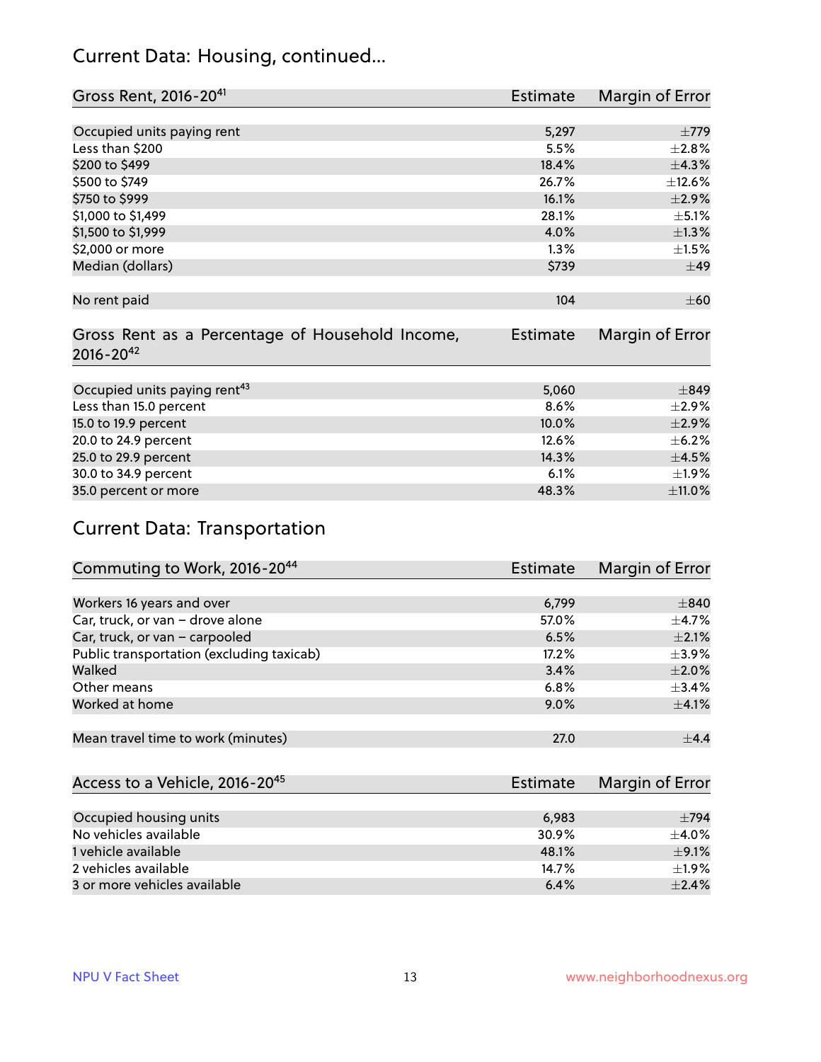## Current Data: Housing, continued...

| Gross Rent, 2016-20[41] | Estimate | Margin of Error |
|---|---|---|
| Occupied units paying rent | 5,297 | ±779 |
| Less than $200 | 5.5% | ±2.8% |
| $200 to $499 | 18.4% | ±4.3% |
| $500 to $749 | 26.7% | ±12.6% |
| $750 to $999 | 16.1% | ±2.9% |
| $1,000 to $1,499 | 28.1% | ±5.1% |
| $1,500 to $1,999 | 4.0% | ±1.3% |
| $2,000 or more | 1.3% | ±1.5% |
| Median (dollars) | $739 | ±49 |
| No rent paid | 104 | ±60 |

| Gross Rent as a Percentage of Household Income, 2016-20[42] | Estimate | Margin of Error |
|---|---|---|
| Occupied units paying rent[43] | 5,060 | ±849 |
| Less than 15.0 percent | 8.6% | ±2.9% |
| 15.0 to 19.9 percent | 10.0% | ±2.9% |
| 20.0 to 24.9 percent | 12.6% | ±6.2% |
| 25.0 to 29.9 percent | 14.3% | ±4.5% |
| 30.0 to 34.9 percent | 6.1% | ±1.9% |
| 35.0 percent or more | 48.3% | ±11.0% |

## Current Data: Transportation

| Commuting to Work, 2016-20[44] | Estimate | Margin of Error |
|---|---|---|
| Workers 16 years and over | 6,799 | ±840 |
| Car, truck, or van – drove alone | 57.0% | ±4.7% |
| Car, truck, or van – carpooled | 6.5% | ±2.1% |
| Public transportation (excluding taxicab) | 17.2% | ±3.9% |
| Walked | 3.4% | ±2.0% |
| Other means | 6.8% | ±3.4% |
| Worked at home | 9.0% | ±4.1% |
| Mean travel time to work (minutes) | 27.0 | ±4.4 |

| Access to a Vehicle, 2016-20[45] | Estimate | Margin of Error |
|---|---|---|
| Occupied housing units | 6,983 | ±794 |
| No vehicles available | 30.9% | ±4.0% |
| 1 vehicle available | 48.1% | ±9.1% |
| 2 vehicles available | 14.7% | ±1.9% |
| 3 or more vehicles available | 6.4% | ±2.4% |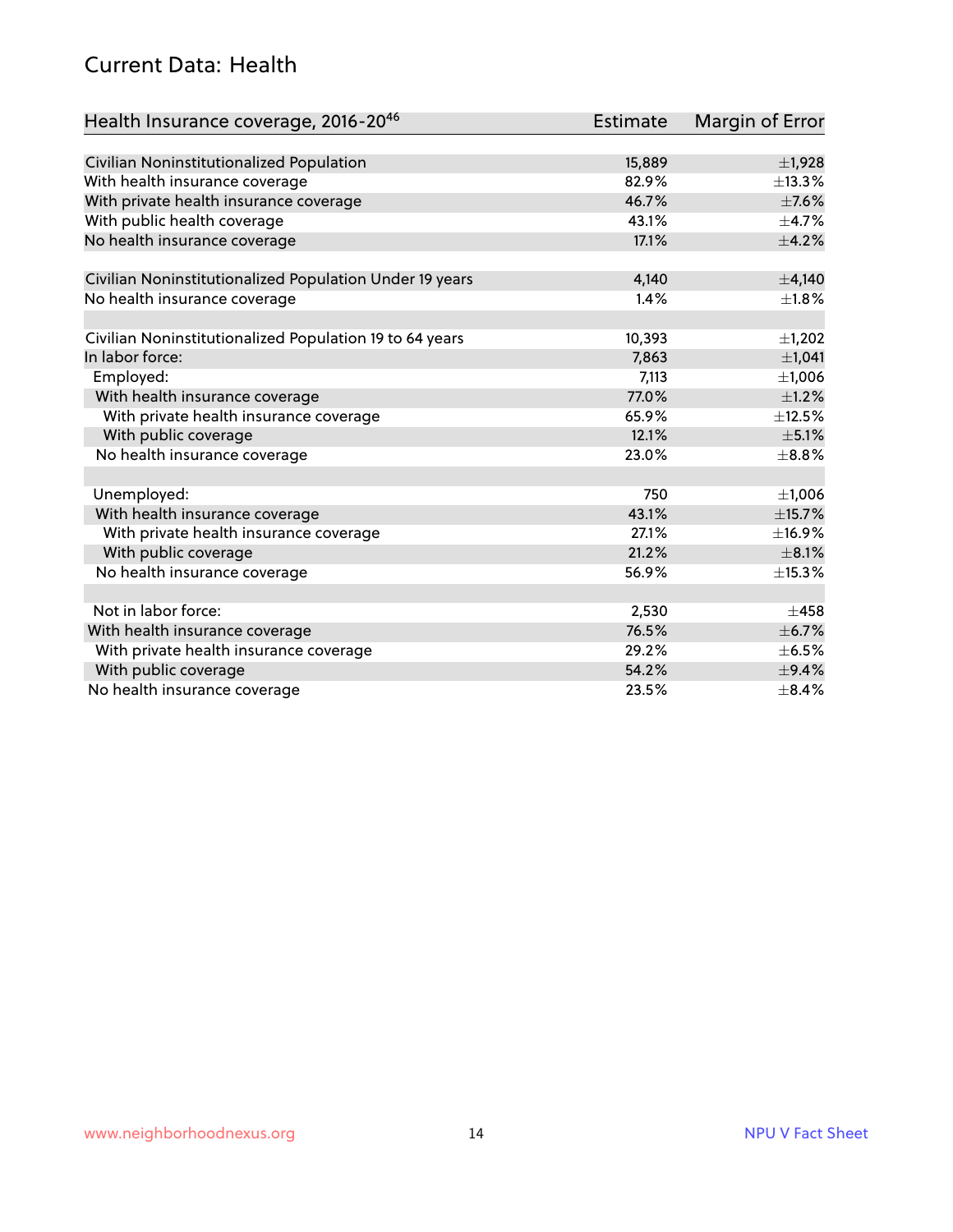## Current Data: Health

| Health Insurance coverage, 2016-20[46] | Estimate | Margin of Error |
| --- | --- | --- |
| Civilian Noninstitutionalized Population | 15,889 | ±1,928 |
| With health insurance coverage | 82.9% | ±13.3% |
| With private health insurance coverage | 46.7% | ±7.6% |
| With public health coverage | 43.1% | ±4.7% |
| No health insurance coverage | 17.1% | ±4.2% |
| | | |
| Civilian Noninstitutionalized Population Under 19 years | 4,140 | ±4,140 |
| No health insurance coverage | 1.4% | ±1.8% |
| | | |
| Civilian Noninstitutionalized Population 19 to 64 years | 10,393 | ±1,202 |
| In labor force: | 7,863 | ±1,041 |
| Employed: | 7,113 | ±1,006 |
| With health insurance coverage | 77.0% | ±1.2% |
| With private health insurance coverage | 65.9% | ±12.5% |
| With public coverage | 12.1% | ±5.1% |
| No health insurance coverage | 23.0% | ±8.8% |
| | | |
| Unemployed: | 750 | ±1,006 |
| With health insurance coverage | 43.1% | ±15.7% |
| With private health insurance coverage | 27.1% | ±16.9% |
| With public coverage | 21.2% | ±8.1% |
| No health insurance coverage | 56.9% | ±15.3% |
| | | |
| Not in labor force: | 2,530 | ±458 |
| With health insurance coverage | 76.5% | ±6.7% |
| With private health insurance coverage | 29.2% | ±6.5% |
| With public coverage | 54.2% | ±9.4% |
| No health insurance coverage | 23.5% | ±8.4% |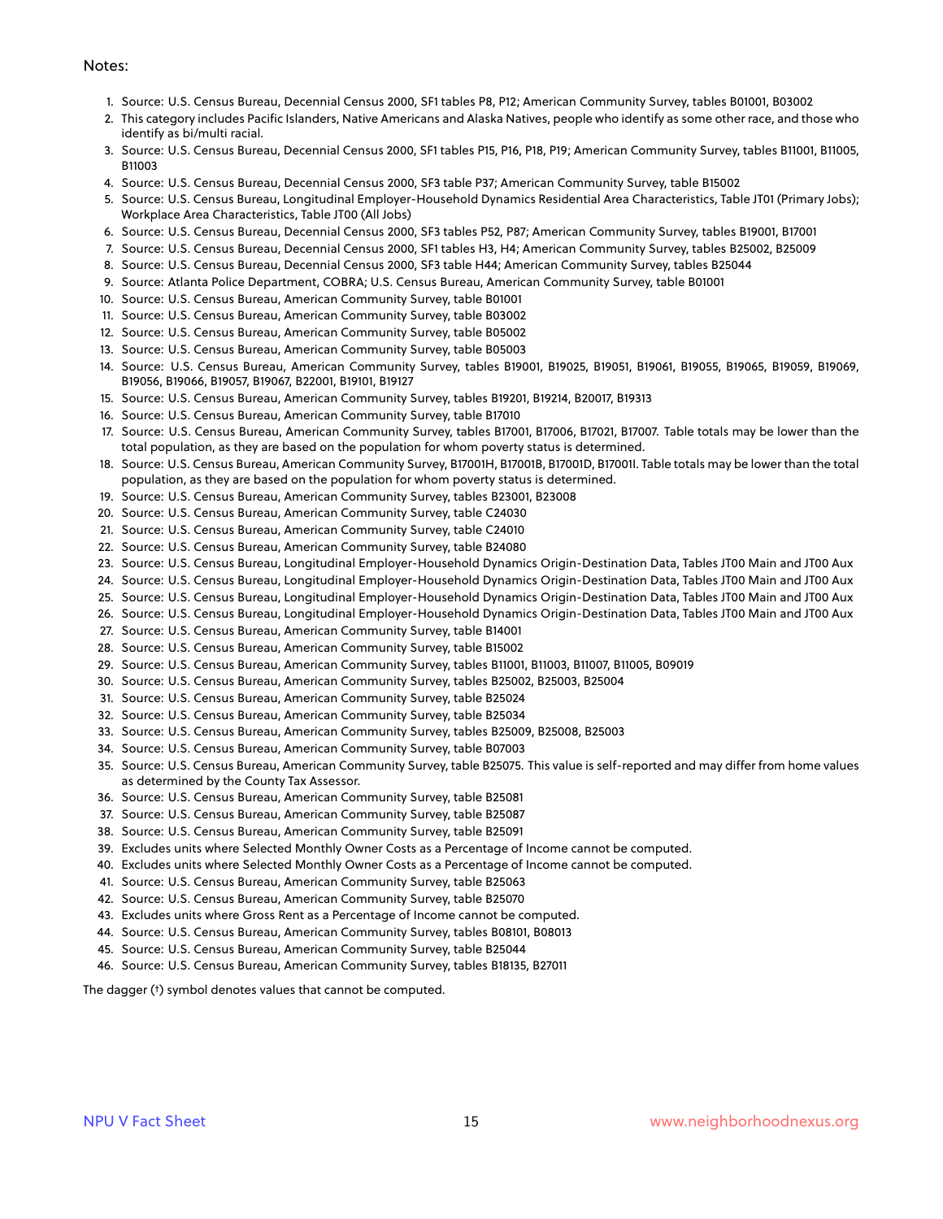Notes:

1. Source: U.S. Census Bureau, Decennial Census 2000, SF1 tables P8, P12; American Community Survey, tables B01001, B03002
2. This category includes Pacific Islanders, Native Americans and Alaska Natives, people who identify as some other race, and those who identify as bi/multi racial.
3. Source: U.S. Census Bureau, Decennial Census 2000, SF1 tables P15, P16, P18, P19; American Community Survey, tables B11001, B11005, B11003
4. Source: U.S. Census Bureau, Decennial Census 2000, SF3 table P37; American Community Survey, table B15002
5. Source: U.S. Census Bureau, Longitudinal Employer-Household Dynamics Residential Area Characteristics, Table JT01 (Primary Jobs); Workplace Area Characteristics, Table JT00 (All Jobs)
6. Source: U.S. Census Bureau, Decennial Census 2000, SF3 tables P52, P87; American Community Survey, tables B19001, B17001
7. Source: U.S. Census Bureau, Decennial Census 2000, SF1 tables H3, H4; American Community Survey, tables B25002, B25009
8. Source: U.S. Census Bureau, Decennial Census 2000, SF3 table H44; American Community Survey, tables B25044
9. Source: Atlanta Police Department, COBRA; U.S. Census Bureau, American Community Survey, table B01001
10. Source: U.S. Census Bureau, American Community Survey, table B01001
11. Source: U.S. Census Bureau, American Community Survey, table B03002
12. Source: U.S. Census Bureau, American Community Survey, table B05002
13. Source: U.S. Census Bureau, American Community Survey, table B05003
14. Source: U.S. Census Bureau, American Community Survey, tables B19001, B19025, B19051, B19061, B19055, B19065, B19059, B19069, B19056, B19066, B19057, B19067, B22001, B19101, B19127
15. Source: U.S. Census Bureau, American Community Survey, tables B19201, B19214, B20017, B19313
16. Source: U.S. Census Bureau, American Community Survey, table B17010
17. Source: U.S. Census Bureau, American Community Survey, tables B17001, B17006, B17021, B17007. Table totals may be lower than the total population, as they are based on the population for whom poverty status is determined.
18. Source: U.S. Census Bureau, American Community Survey, B17001H, B17001B, B17001D, B17001I. Table totals may be lower than the total population, as they are based on the population for whom poverty status is determined.
19. Source: U.S. Census Bureau, American Community Survey, tables B23001, B23008
20. Source: U.S. Census Bureau, American Community Survey, table C24030
21. Source: U.S. Census Bureau, American Community Survey, table C24010
22. Source: U.S. Census Bureau, American Community Survey, table B24080
23. Source: U.S. Census Bureau, Longitudinal Employer-Household Dynamics Origin-Destination Data, Tables JT00 Main and JT00 Aux
24. Source: U.S. Census Bureau, Longitudinal Employer-Household Dynamics Origin-Destination Data, Tables JT00 Main and JT00 Aux
25. Source: U.S. Census Bureau, Longitudinal Employer-Household Dynamics Origin-Destination Data, Tables JT00 Main and JT00 Aux
26. Source: U.S. Census Bureau, Longitudinal Employer-Household Dynamics Origin-Destination Data, Tables JT00 Main and JT00 Aux
27. Source: U.S. Census Bureau, American Community Survey, table B14001
28. Source: U.S. Census Bureau, American Community Survey, table B15002
29. Source: U.S. Census Bureau, American Community Survey, tables B11001, B11003, B11007, B11005, B09019
30. Source: U.S. Census Bureau, American Community Survey, tables B25002, B25003, B25004
31. Source: U.S. Census Bureau, American Community Survey, table B25024
32. Source: U.S. Census Bureau, American Community Survey, table B25034
33. Source: U.S. Census Bureau, American Community Survey, tables B25009, B25008, B25003
34. Source: U.S. Census Bureau, American Community Survey, table B07003
35. Source: U.S. Census Bureau, American Community Survey, table B25075. This value is self-reported and may differ from home values as determined by the County Tax Assessor.
36. Source: U.S. Census Bureau, American Community Survey, table B25081
37. Source: U.S. Census Bureau, American Community Survey, table B25087
38. Source: U.S. Census Bureau, American Community Survey, table B25091
39. Excludes units where Selected Monthly Owner Costs as a Percentage of Income cannot be computed.
40. Excludes units where Selected Monthly Owner Costs as a Percentage of Income cannot be computed.
41. Source: U.S. Census Bureau, American Community Survey, table B25063
42. Source: U.S. Census Bureau, American Community Survey, table B25070
43. Excludes units where Gross Rent as a Percentage of Income cannot be computed.
44. Source: U.S. Census Bureau, American Community Survey, tables B08101, B08013
45. Source: U.S. Census Bureau, American Community Survey, table B25044
46. Source: U.S. Census Bureau, American Community Survey, tables B18135, B27011

The dagger (†) symbol denotes values that cannot be computed.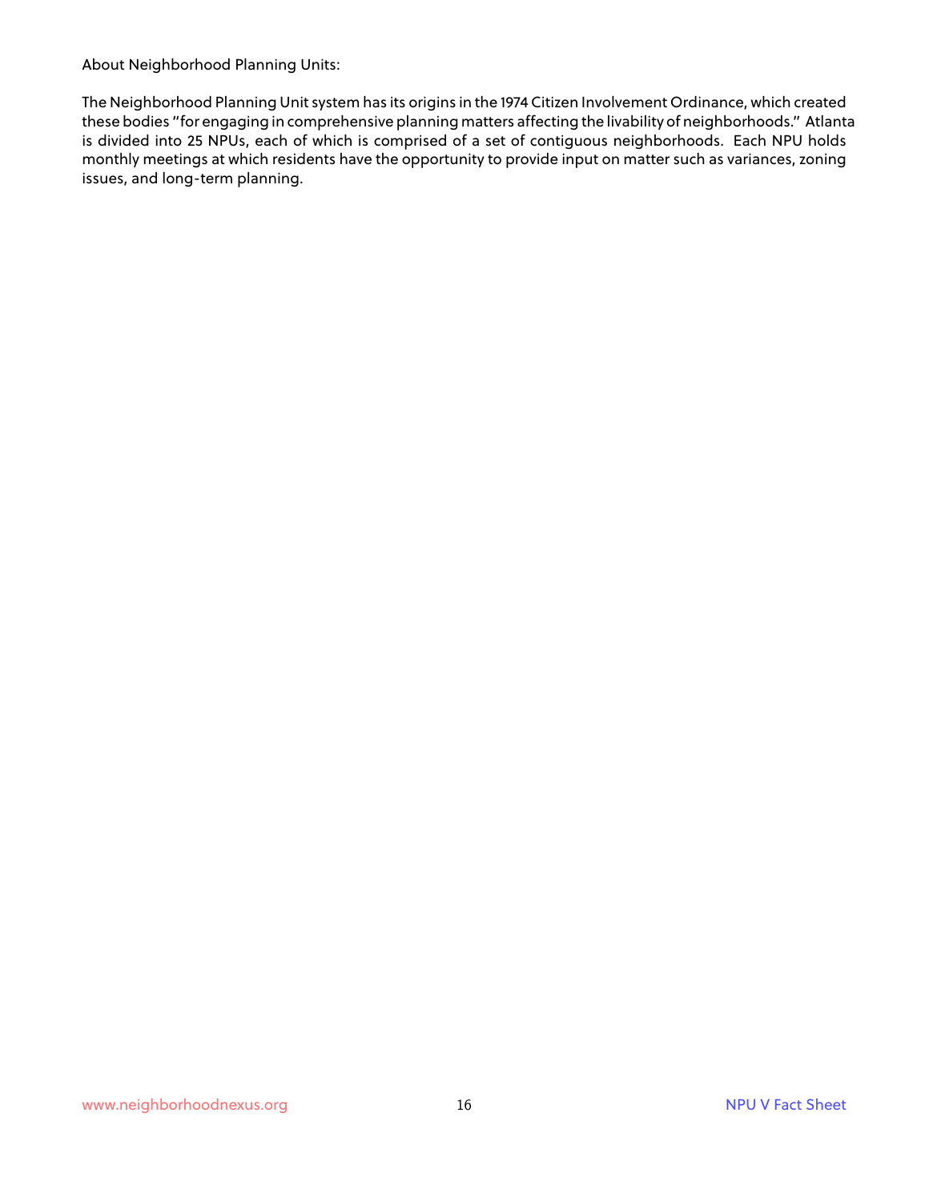About Neighborhood Planning Units:

The Neighborhood Planning Unit system has its origins in the 1974 Citizen Involvement Ordinance, which created these bodies "for engaging in comprehensive planning matters affecting the livability of neighborhoods." Atlanta is divided into 25 NPUs, each of which is comprised of a set of contiguous neighborhoods. Each NPU holds monthly meetings at which residents have the opportunity to provide input on matter such as variances, zoning issues, and long-term planning.